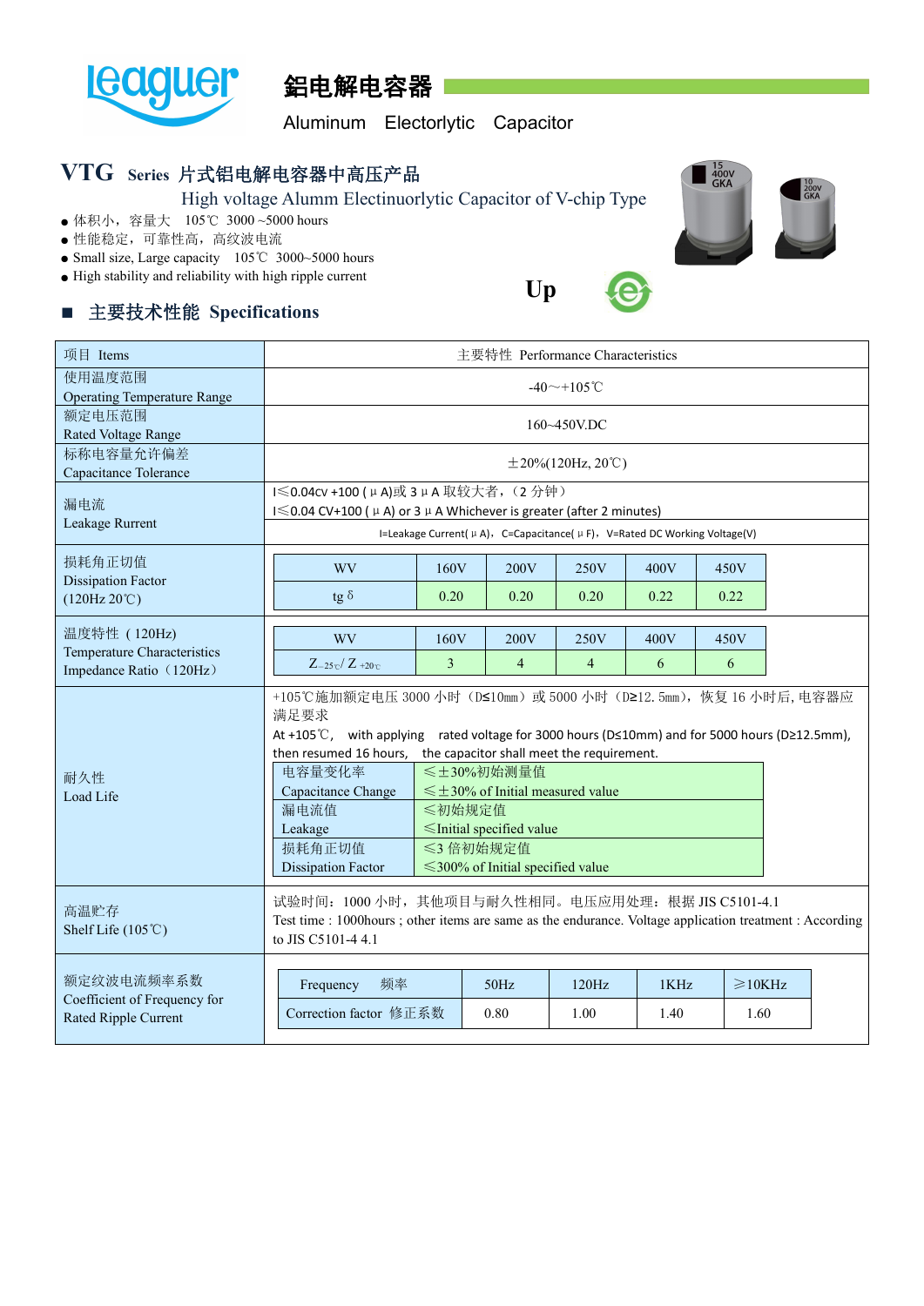# 鋁电解电容器

Aluminum Electorlytic Capacitor

## VTG Series 片式铝电解电容器中高压产品

High voltage Alumn Electinuorlytic Capacitor of V-chip Type

- 体积小，容量大 105℃ 3000 ~5000 hours
- 性能稳定，可靠性高，高纹波电流
- Small size, Large capacity 105℃ 3000~5000 hours
- High stability and reliability with high ripple current

Up

## ■ 主要技术性能 Specifications

| 项目 Items | 主要特性 Performance Characteristics |
|---|---|
| 使用温度范围 Operating Temperature Range | -40～+105℃ |
| 额定电压范围 Rated Voltage Range | 160~450V.DC |
| 标称电容量允许偏差 Capacitance Tolerance | ±20%(120Hz, 20℃) |
| 漏电流 Leakage Rurrent | I≤0.04cv +100 ( μ A)或 3 μ A 取较大者，（2 分钟）<br>I≤0.04 CV+100 ( μ A) or 3 μ A Whichever is greater (after 2 minutes)<br>I=Leakage Current( μ A)，C=Capacitance( μ F)，V=Rated DC Working Voltage(V) |
| 损耗角正切值 Dissipation Factor (120Hz 20℃) | see table below |
| 温度特性（120Hz) Temperature Characteristics Impedance Ratio（120Hz） | see table below |
| 耐久性 Load Life | +105℃施加额定电压 3000 小时（D≤10mm）或 5000 小时（D≥12. 5mm），恢复 16 小时后, 电容器应满足要求<br>At +105℃, with applying rated voltage for 3000 hours (D≤10mm) and for 5000 hours (D≥12.5mm), then resumed 16 hours, the capacitor shall meet the requirement. |
| 高温贮存 Shelf Life (105℃) | 试验时间：1000 小时，其他项目与耐久性相同。电压应用处理：根据 JIS C5101-4.1<br>Test time : 1000hours ; other items are same as the endurance. Voltage application treatment : According to JIS C5101-4 4.1 |
| 额定纹波电流频率系数 Coefficient of Frequency for Rated Ripple Current | see table below |

**损耗角正切值 Dissipation Factor (120Hz 20℃)**

| WV | 160V | 200V | 250V | 400V | 450V |
|---|---|---|---|---|---|
| tg δ | 0.20 | 0.20 | 0.20 | 0.22 | 0.22 |

**温度特性 Temperature Characteristics Impedance Ratio（120Hz）**

| WV | 160V | 200V | 250V | 400V | 450V |
|---|---|---|---|---|---|
| $Z_{-25℃}/Z_{+20℃}$ | 3 | 4 | 4 | 6 | 6 |

**耐久性 Load Life**

| | |
|---|---|
| 电容量变化率 Capacitance Change | ≤±30%初始测量值<br>≤±30% of Initial measured value |
| 漏电流值 Leakage | ≤初始规定值<br>≤Initial specified value |
| 损耗角正切值 Dissipation Factor | ≤3 倍初始规定值<br>≤300% of Initial specified value |

**额定纹波电流频率系数 Coefficient of Frequency for Rated Ripple Current**

| Frequency 频率 | 50Hz | 120Hz | 1KHz | ≥10KHz |
|---|---|---|---|---|
| Correction factor 修正系数 | 0.80 | 1.00 | 1.40 | 1.60 |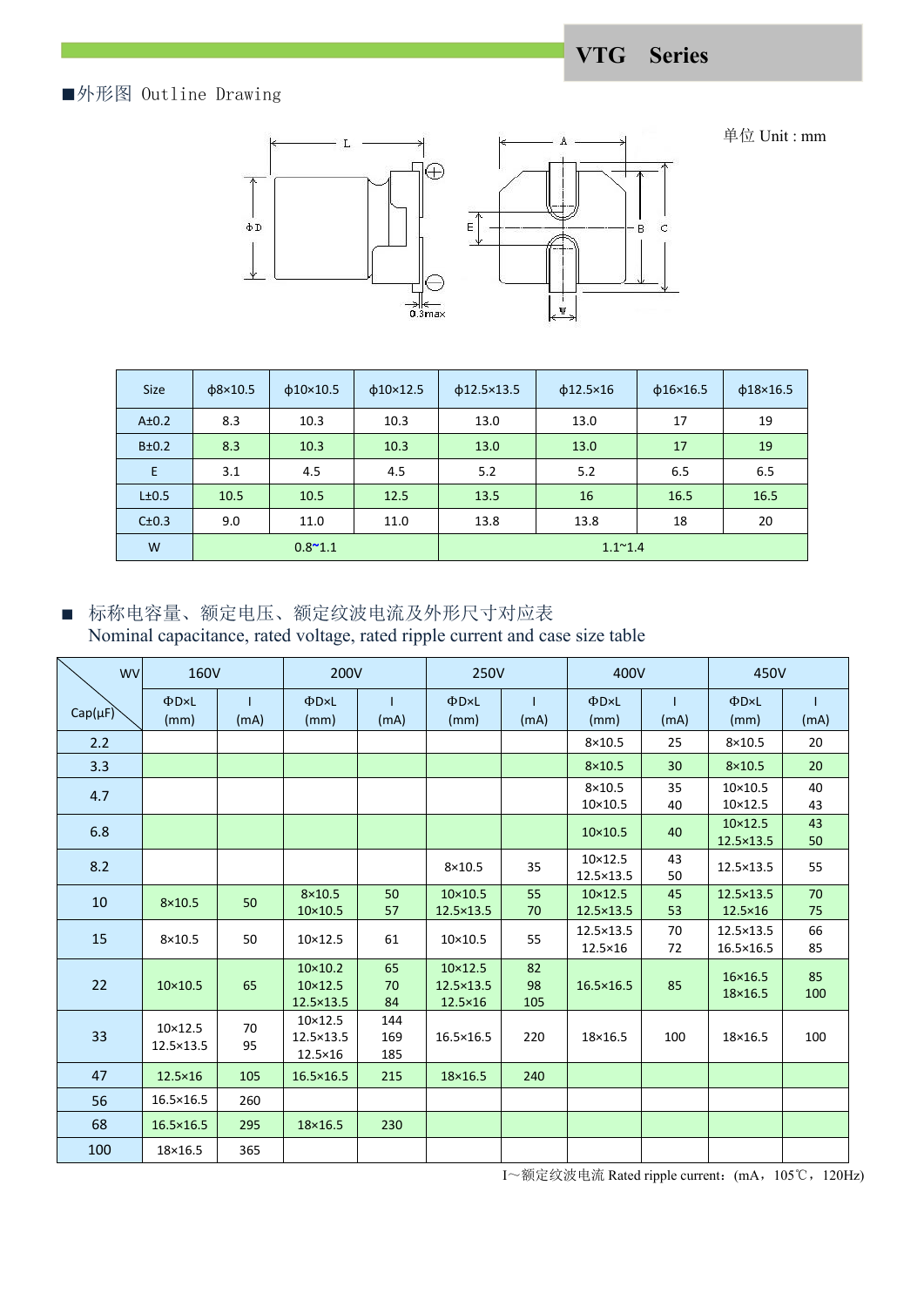# VTG Series

■外形图 Outline Drawing

单位 Unit : mm

L
ΦD
0.3max
A
E
B
C
W

| Size | ϕ8×10.5 | ϕ10×10.5 | ϕ10×12.5 | ϕ12.5×13.5 | ϕ12.5×16 | ϕ16×16.5 | ϕ18×16.5 |
|---|---|---|---|---|---|---|---|
| A±0.2 | 8.3 | 10.3 | 10.3 | 13.0 | 13.0 | 17 | 19 |
| B±0.2 | 8.3 | 10.3 | 10.3 | 13.0 | 13.0 | 17 | 19 |
| E | 3.1 | 4.5 | 4.5 | 5.2 | 5.2 | 6.5 | 6.5 |
| L±0.5 | 10.5 | 10.5 | 12.5 | 13.5 | 16 | 16.5 | 16.5 |
| C±0.3 | 9.0 | 11.0 | 11.0 | 13.8 | 13.8 | 18 | 20 |
| W | 0.8~1.1 | | | 1.1~1.4 | | | |

■ 标称电容量、额定电压、额定纹波电流及外形尺寸对应表
Nominal capacitance, rated voltage, rated ripple current and case size table

| WV / Cap(μF) | 160V | | 200V | | 250V | | 400V | | 450V | |
|---|---|---|---|---|---|---|---|---|---|---|
| | ΦD×L (mm) | I (mA) | ΦD×L (mm) | I (mA) | ΦD×L (mm) | I (mA) | ΦD×L (mm) | I (mA) | ΦD×L (mm) | I (mA) |
| 2.2 | | | | | | | 8×10.5 | 25 | 8×10.5 | 20 |
| 3.3 | | | | | | | 8×10.5 | 30 | 8×10.5 | 20 |
| 4.7 | | | | | | | 8×10.5<br>10×10.5 | 35<br>40 | 10×10.5<br>10×12.5 | 40<br>43 |
| 6.8 | | | | | | | 10×10.5 | 40 | 10×12.5<br>12.5×13.5 | 43<br>50 |
| 8.2 | | | | | 8×10.5 | 35 | 10×12.5<br>12.5×13.5 | 43<br>50 | 12.5×13.5 | 55 |
| 10 | 8×10.5 | 50 | 8×10.5<br>10×10.5 | 50<br>57 | 10×10.5<br>12.5×13.5 | 55<br>70 | 10×12.5<br>12.5×13.5 | 45<br>53 | 12.5×13.5<br>12.5×16 | 70<br>75 |
| 15 | 8×10.5 | 50 | 10×12.5 | 61 | 10×10.5 | 55 | 12.5×13.5<br>12.5×16 | 70<br>72 | 12.5×13.5<br>16.5×16.5 | 66<br>85 |
| 22 | 10×10.5 | 65 | 10×10.2<br>10×12.5<br>12.5×13.5 | 65<br>70<br>84 | 10×12.5<br>12.5×13.5<br>12.5×16 | 82<br>98<br>105 | 16.5×16.5 | 85 | 16×16.5<br>18×16.5 | 85<br>100 |
| 33 | 10×12.5<br>12.5×13.5 | 70<br>95 | 10×12.5<br>12.5×13.5<br>12.5×16 | 144<br>169<br>185 | 16.5×16.5 | 220 | 18×16.5 | 100 | 18×16.5 | 100 |
| 47 | 12.5×16 | 105 | 16.5×16.5 | 215 | 18×16.5 | 240 | | | | |
| 56 | 16.5×16.5 | 260 | | | | | | | | |
| 68 | 16.5×16.5 | 295 | 18×16.5 | 230 | | | | | | |
| 100 | 18×16.5 | 365 | | | | | | | | |

I～额定纹波电流 Rated ripple current：(mA，105℃，120Hz)